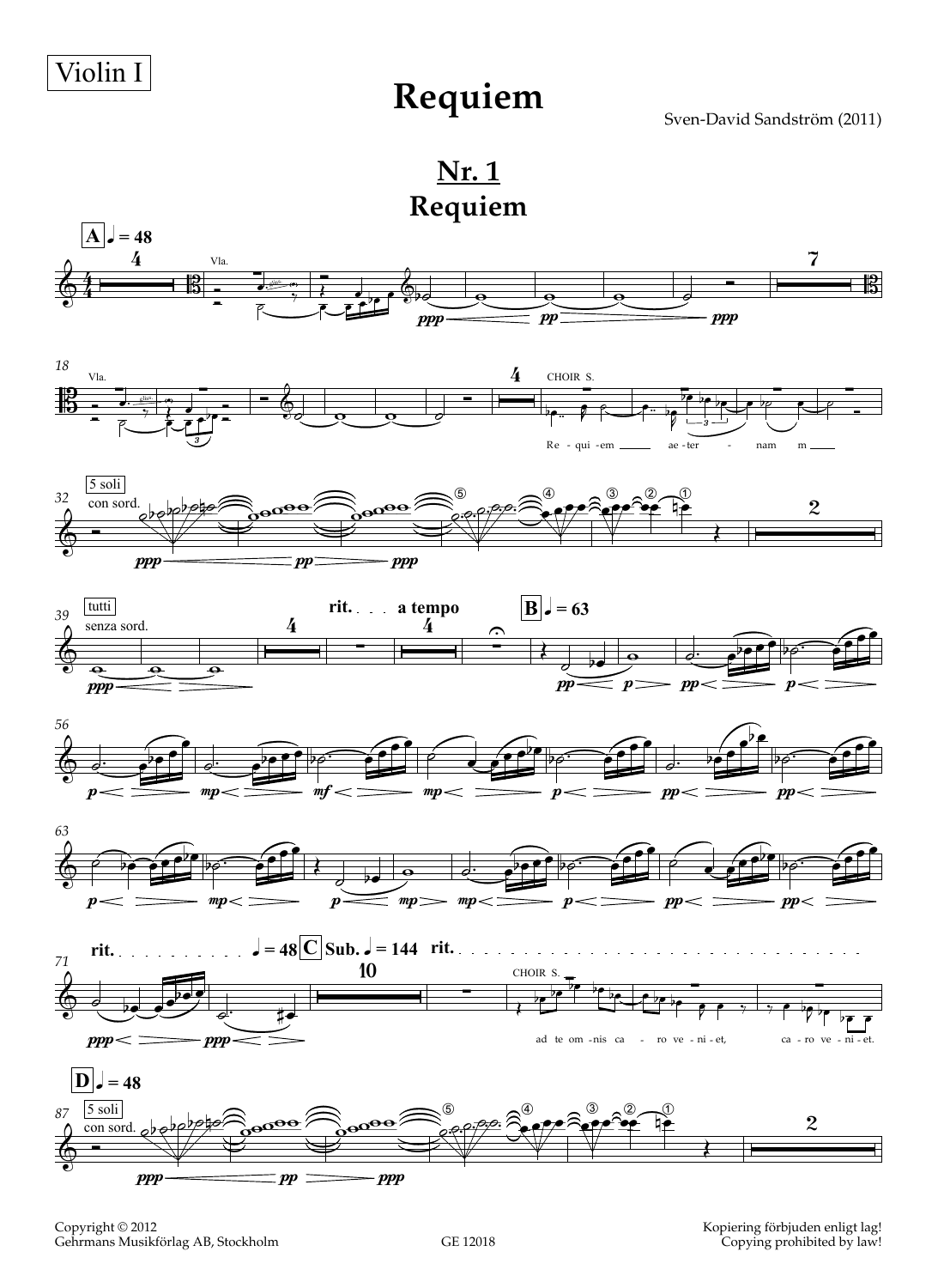Violin I

# Requiem

Sven-David Sandström (2011)

## Nr. 1
## Requiem

Copyright © 2012
Gehrmans Musikförlag AB, Stockholm

GE 12018

Kopiering förbjuden enligt lag!
Copying prohibited by law!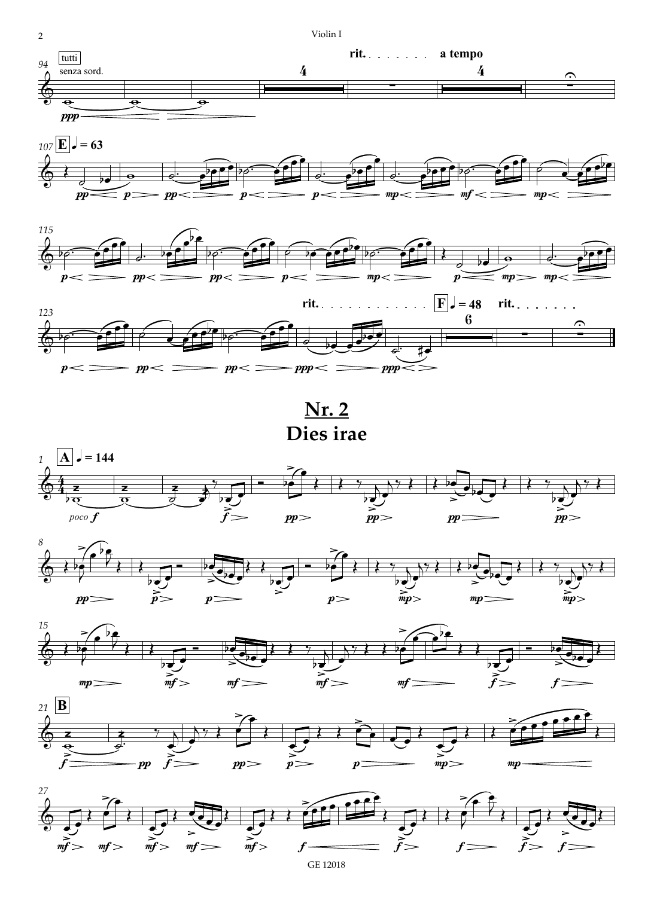## Nr. 2
## Dies irae